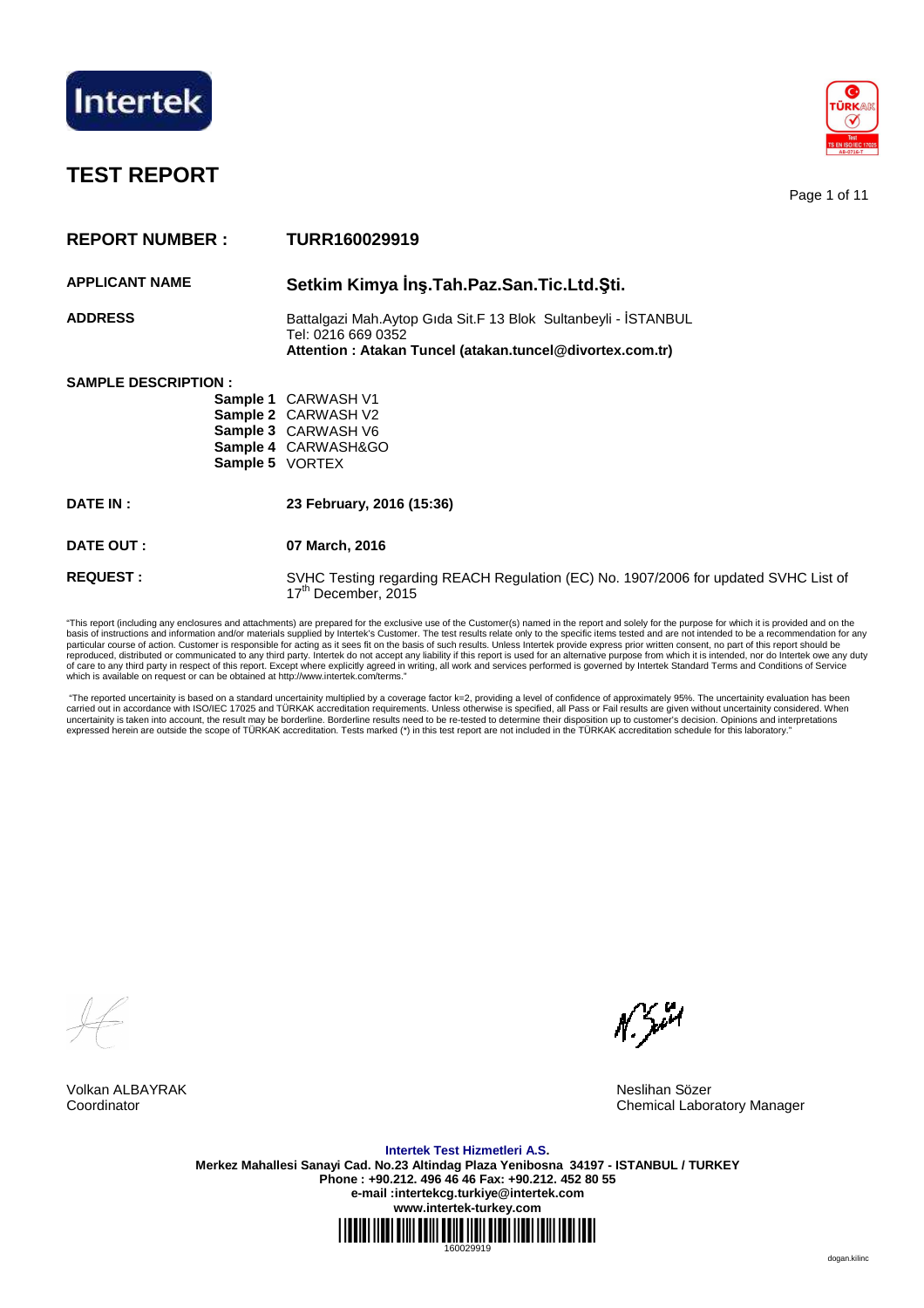Intertek

# TEST REPORT

| | |
|---|---|
| **REPORT NUMBER :** | **TURR160029919** |
| **APPLICANT NAME** | **Setkim Kimya İnş.Tah.Paz.San.Tic.Ltd.Şti.** |
| **ADDRESS** | Battalgazi Mah.Aytop Gıda Sit.F 13 Blok Sultanbeyli - İSTANBUL<br>Tel: 0216 669 0352<br>**Attention : Atakan Tuncel (atakan.tuncel@divortex.com.tr)** |

**SAMPLE DESCRIPTION :**

| | |
|---|---|
| **Sample 1** | CARWASH V1 |
| **Sample 2** | CARWASH V2 |
| **Sample 3** | CARWASH V6 |
| **Sample 4** | CARWASH&GO |
| **Sample 5** | VORTEX |

| | |
|---|---|
| **DATE IN :** | **23 February, 2016 (15:36)** |
| **DATE OUT :** | **07 March, 2016** |
| **REQUEST :** | SVHC Testing regarding REACH Regulation (EC) No. 1907/2006 for updated SVHC List of 17th December, 2015 |

"This report (including any enclosures and attachments) are prepared for the exclusive use of the Customer(s) named in the report and solely for the purpose for which it is provided and on the basis of instructions and information and/or materials supplied by Intertek's Customer. The test results relate only to the specific items tested and are not intended to be a recommendation for any particular course of action. Customer is responsible for acting as it sees fit on the basis of such results. Unless Intertek provide express prior written consent, no part of this report should be reproduced, distributed or communicated to any third party. Intertek do not accept any liability if this report is used for an alternative purpose from which it is intended, nor do Intertek owe any duty of care to any third party in respect of this report. Except where explicitly agreed in writing, all work and services performed is governed by Intertek Standard Terms and Conditions of Service which is available on request or can be obtained at http://www.intertek.com/terms."

"The reported uncertainity is based on a standard uncertainity multiplied by a coverage factor k=2, providing a level of confidence of approximately 95%. The uncertainity evaluation has been carried out in accordance with ISO/IEC 17025 and TÜRKAK accreditation requirements. Unless otherwise is specified, all Pass or Fail results are given without uncertainity considered. When uncertainity is taken into account, the result may be borderline. Borderline results need to be re-tested to determine their disposition up to customer's decision. Opinions and interpretations expressed herein are outside the scope of TÜRKAK accreditation. Tests marked (*) in this test report are not included in the TÜRKAK accreditation schedule for this laboratory."

Volkan ALBAYRAK
Coordinator

Neslihan Sözer
Chemical Laboratory Manager

**Intertek Test Hizmetleri A.S.**
**Merkez Mahallesi Sanayi Cad. No.23 Altindag Plaza Yenibosna 34197 - ISTANBUL / TURKEY**
**Phone : +90.212. 496 46 46 Fax: +90.212. 452 80 55**
**e-mail :intertekcg.turkiye@intertek.com**
**www.intertek-turkey.com**

160029919

dogan.kilinc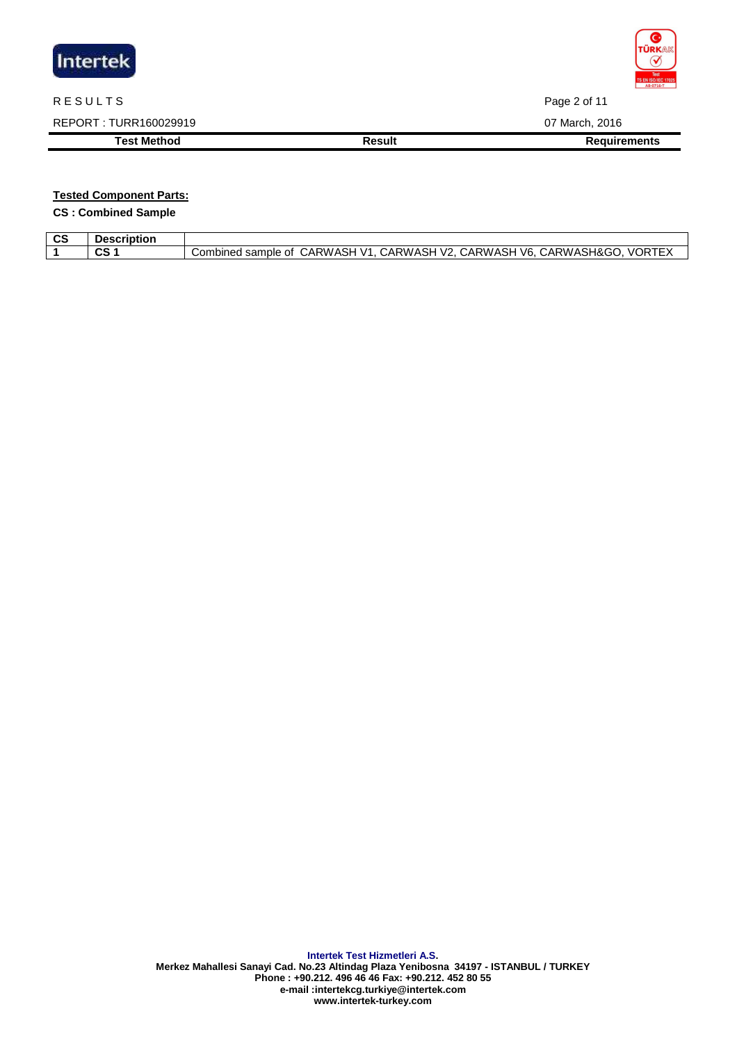**Tested Component Parts:**

**CS : Combined Sample**

| CS | Description | |
|---|---|---|
| 1 | CS 1 | Combined sample of CARWASH V1, CARWASH V2, CARWASH V6, CARWASH&GO, VORTEX |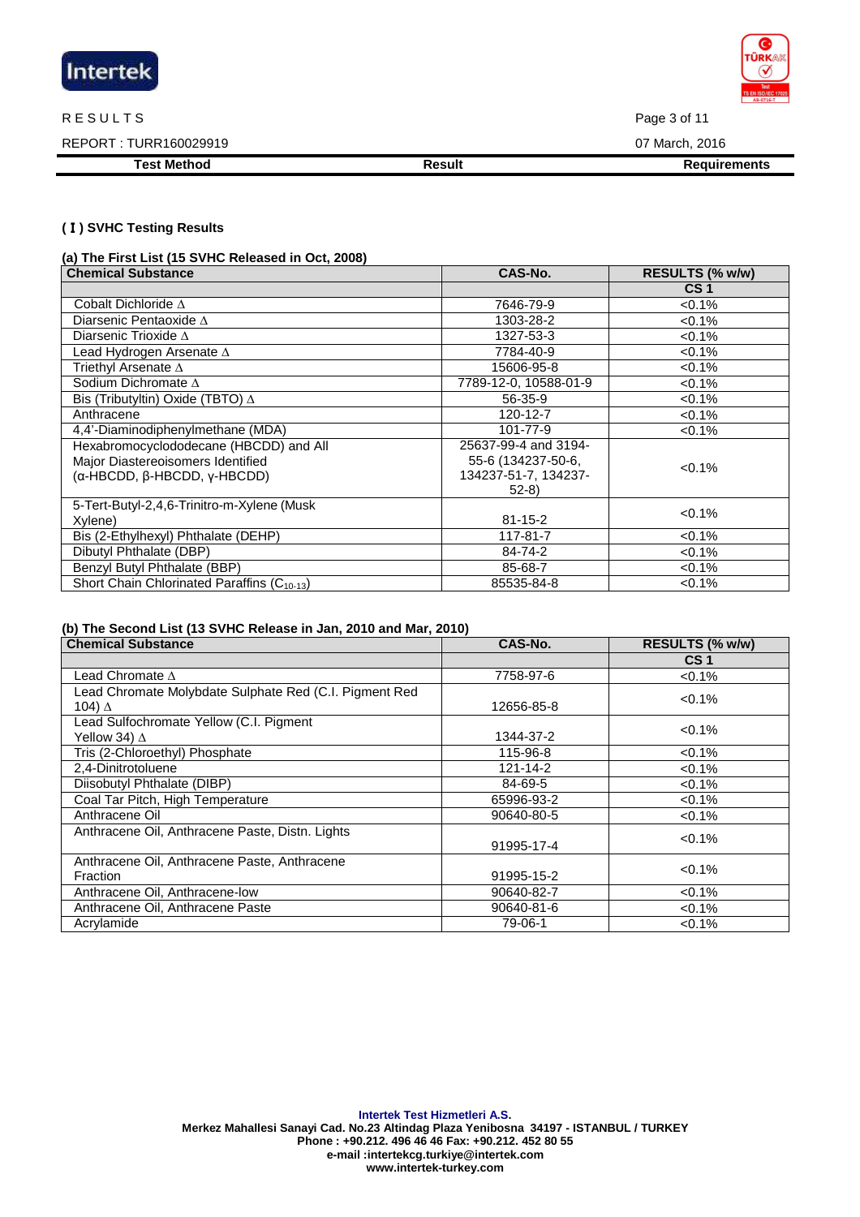RESULTS

REPORT : TURR160029919

07 March, 2016

| Test Method | Result | Requirements |
|---|---|---|

### ( I ) SVHC Testing Results

**(a) The First List (15 SVHC Released in Oct, 2008)**

| Chemical Substance | CAS-No. | RESULTS (% w/w) |
|---|---|---|
| | | CS 1 |
| Cobalt Dichloride ∆ | 7646-79-9 | <0.1% |
| Diarsenic Pentaoxide ∆ | 1303-28-2 | <0.1% |
| Diarsenic Trioxide ∆ | 1327-53-3 | <0.1% |
| Lead Hydrogen Arsenate ∆ | 7784-40-9 | <0.1% |
| Triethyl Arsenate ∆ | 15606-95-8 | <0.1% |
| Sodium Dichromate ∆ | 7789-12-0, 10588-01-9 | <0.1% |
| Bis (Tributyltin) Oxide (TBTO) ∆ | 56-35-9 | <0.1% |
| Anthracene | 120-12-7 | <0.1% |
| 4,4'-Diaminodiphenylmethane (MDA) | 101-77-9 | <0.1% |
| Hexabromocyclododecane (HBCDD) and All Major Diastereoisomers Identified (α-HBCDD, β-HBCDD, γ-HBCDD) | 25637-99-4 and 3194-55-6 (134237-50-6, 134237-51-7, 134237-52-8) | <0.1% |
| 5-Tert-Butyl-2,4,6-Trinitro-m-Xylene (Musk Xylene) | 81-15-2 | <0.1% |
| Bis (2-Ethylhexyl) Phthalate (DEHP) | 117-81-7 | <0.1% |
| Dibutyl Phthalate (DBP) | 84-74-2 | <0.1% |
| Benzyl Butyl Phthalate (BBP) | 85-68-7 | <0.1% |
| Short Chain Chlorinated Paraffins ($C_{10-13}$) | 85535-84-8 | <0.1% |

**(b) The Second List (13 SVHC Release in Jan, 2010 and Mar, 2010)**

| Chemical Substance | CAS-No. | RESULTS (% w/w) |
|---|---|---|
| | | CS 1 |
| Lead Chromate ∆ | 7758-97-6 | <0.1% |
| Lead Chromate Molybdate Sulphate Red (C.I. Pigment Red 104) ∆ | 12656-85-8 | <0.1% |
| Lead Sulfochromate Yellow (C.I. Pigment Yellow 34) ∆ | 1344-37-2 | <0.1% |
| Tris (2-Chloroethyl) Phosphate | 115-96-8 | <0.1% |
| 2,4-Dinitrotoluene | 121-14-2 | <0.1% |
| Diisobutyl Phthalate (DIBP) | 84-69-5 | <0.1% |
| Coal Tar Pitch, High Temperature | 65996-93-2 | <0.1% |
| Anthracene Oil | 90640-80-5 | <0.1% |
| Anthracene Oil, Anthracene Paste, Distn. Lights | 91995-17-4 | <0.1% |
| Anthracene Oil, Anthracene Paste, Anthracene Fraction | 91995-15-2 | <0.1% |
| Anthracene Oil, Anthracene-low | 90640-82-7 | <0.1% |
| Anthracene Oil, Anthracene Paste | 90640-81-6 | <0.1% |
| Acrylamide | 79-06-1 | <0.1% |

**Intertek Test Hizmetleri A.S.**
**Merkez Mahallesi Sanayi Cad. No.23 Altindag Plaza Yenibosna 34197 - ISTANBUL / TURKEY**
**Phone : +90.212. 496 46 46 Fax: +90.212. 452 80 55**
**e-mail :intertekcg.turkiye@intertek.com**
**www.intertek-turkey.com**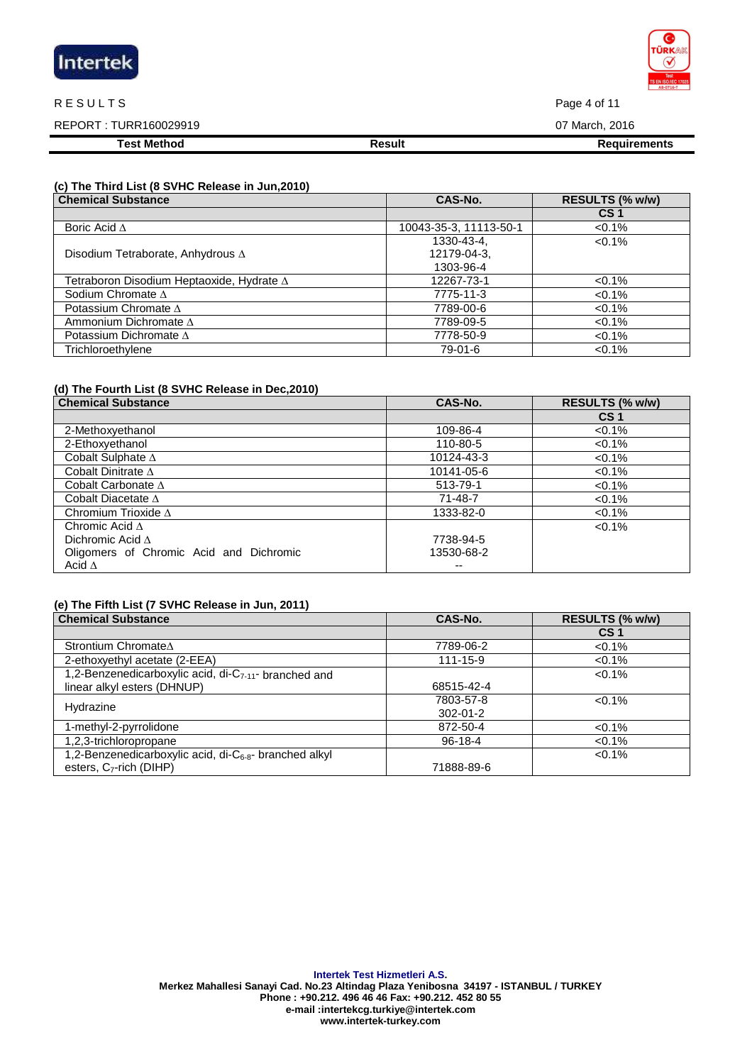RESULTS

REPORT : TURR160029919

07 March, 2016

| Test Method | Result | Requirements |
|---|---|---|

**(c) The Third List (8 SVHC Release in Jun,2010)**

| Chemical Substance | CAS-No. | RESULTS (% w/w) |
|---|---|---|
| | | CS 1 |
| Boric Acid Δ | 10043-35-3, 11113-50-1 | <0.1% |
| Disodium Tetraborate, Anhydrous Δ | 1330-43-4, 12179-04-3, 1303-96-4 | <0.1% |
| Tetraboron Disodium Heptaoxide, Hydrate Δ | 12267-73-1 | <0.1% |
| Sodium Chromate Δ | 7775-11-3 | <0.1% |
| Potassium Chromate Δ | 7789-00-6 | <0.1% |
| Ammonium Dichromate Δ | 7789-09-5 | <0.1% |
| Potassium Dichromate Δ | 7778-50-9 | <0.1% |
| Trichloroethylene | 79-01-6 | <0.1% |

**(d) The Fourth List (8 SVHC Release in Dec,2010)**

| Chemical Substance | CAS-No. | RESULTS (% w/w) |
|---|---|---|
| | | CS 1 |
| 2-Methoxyethanol | 109-86-4 | <0.1% |
| 2-Ethoxyethanol | 110-80-5 | <0.1% |
| Cobalt Sulphate Δ | 10124-43-3 | <0.1% |
| Cobalt Dinitrate Δ | 10141-05-6 | <0.1% |
| Cobalt Carbonate Δ | 513-79-1 | <0.1% |
| Cobalt Diacetate Δ | 71-48-7 | <0.1% |
| Chromium Trioxide Δ | 1333-82-0 | <0.1% |
| Chromic Acid Δ<br>Dichromic Acid Δ<br>Oligomers of Chromic Acid and Dichromic Acid Δ | 7738-94-5<br>13530-68-2<br>-- | <0.1% |

**(e) The Fifth List (7 SVHC Release in Jun, 2011)**

| Chemical Substance | CAS-No. | RESULTS (% w/w) |
|---|---|---|
| | | CS 1 |
| Strontium ChromateΔ | 7789-06-2 | <0.1% |
| 2-ethoxyethyl acetate (2-EEA) | 111-15-9 | <0.1% |
| 1,2-Benzenedicarboxylic acid, di-$C_{7-11}$- branched and linear alkyl esters (DHNUP) | 68515-42-4 | <0.1% |
| Hydrazine | 7803-57-8<br>302-01-2 | <0.1% |
| 1-methyl-2-pyrrolidone | 872-50-4 | <0.1% |
| 1,2,3-trichloropropane | 96-18-4 | <0.1% |
| 1,2-Benzenedicarboxylic acid, di-$C_{6-8}$- branched alkyl esters, $C_7$-rich (DIHP) | 71888-89-6 | <0.1% |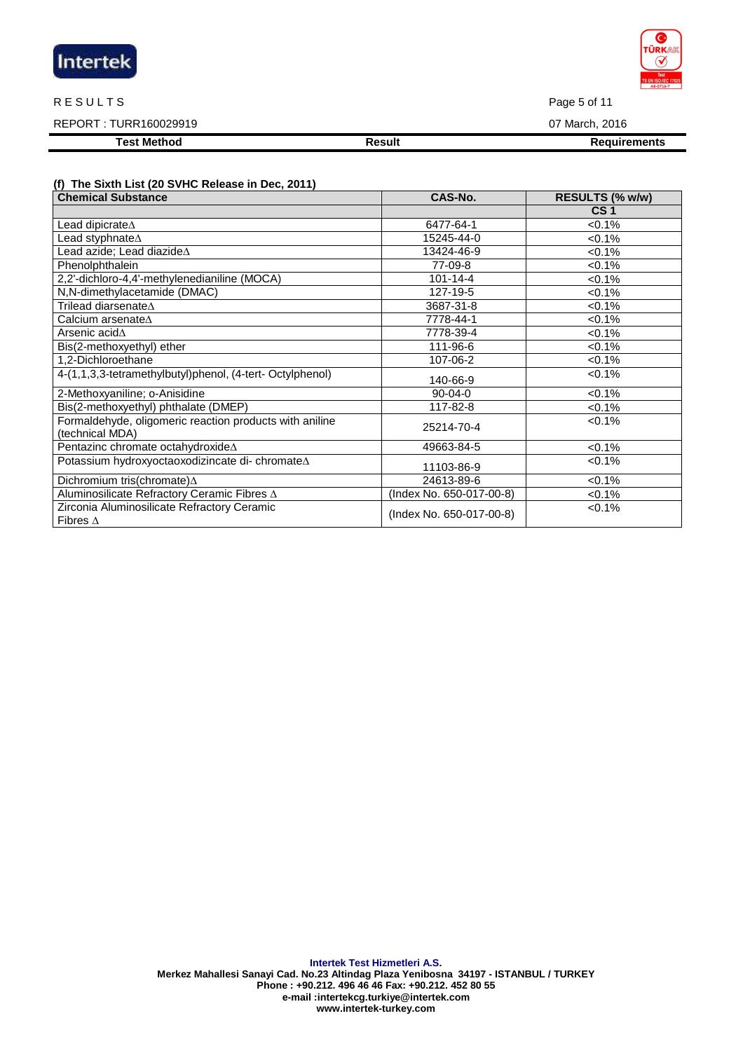RESULTS

REPORT : TURR160029919

07 March, 2016

| Test Method | Result | Requirements |
|---|---|---|

**(f) The Sixth List (20 SVHC Release in Dec, 2011)**

| Chemical Substance | CAS-No. | RESULTS (% w/w) |
|---|---|---|
| | | CS 1 |
| Lead dipicrate∆ | 6477-64-1 | <0.1% |
| Lead styphnate∆ | 15245-44-0 | <0.1% |
| Lead azide; Lead diazide∆ | 13424-46-9 | <0.1% |
| Phenolphthalein | 77-09-8 | <0.1% |
| 2,2'-dichloro-4,4'-methylenedianiline (MOCA) | 101-14-4 | <0.1% |
| N,N-dimethylacetamide (DMAC) | 127-19-5 | <0.1% |
| Trilead diarsenate∆ | 3687-31-8 | <0.1% |
| Calcium arsenate∆ | 7778-44-1 | <0.1% |
| Arsenic acid∆ | 7778-39-4 | <0.1% |
| Bis(2-methoxyethyl) ether | 111-96-6 | <0.1% |
| 1,2-Dichloroethane | 107-06-2 | <0.1% |
| 4-(1,1,3,3-tetramethylbutyl)phenol, (4-tert- Octylphenol) | 140-66-9 | <0.1% |
| 2-Methoxyaniline; o-Anisidine | 90-04-0 | <0.1% |
| Bis(2-methoxyethyl) phthalate (DMEP) | 117-82-8 | <0.1% |
| Formaldehyde, oligomeric reaction products with aniline (technical MDA) | 25214-70-4 | <0.1% |
| Pentazinc chromate octahydroxide∆ | 49663-84-5 | <0.1% |
| Potassium hydroxyoctaoxodizincate di- chromate∆ | 11103-86-9 | <0.1% |
| Dichromium tris(chromate)∆ | 24613-89-6 | <0.1% |
| Aluminosilicate Refractory Ceramic Fibres ∆ | (Index No. 650-017-00-8) | <0.1% |
| Zirconia Aluminosilicate Refractory Ceramic Fibres ∆ | (Index No. 650-017-00-8) | <0.1% |

**Intertek Test Hizmetleri A.S.**
**Merkez Mahallesi Sanayi Cad. No.23 Altindag Plaza Yenibosna 34197 - ISTANBUL / TURKEY**
**Phone : +90.212. 496 46 46 Fax: +90.212. 452 80 55**
**e-mail :intertekcg.turkiye@intertek.com**
**www.intertek-turkey.com**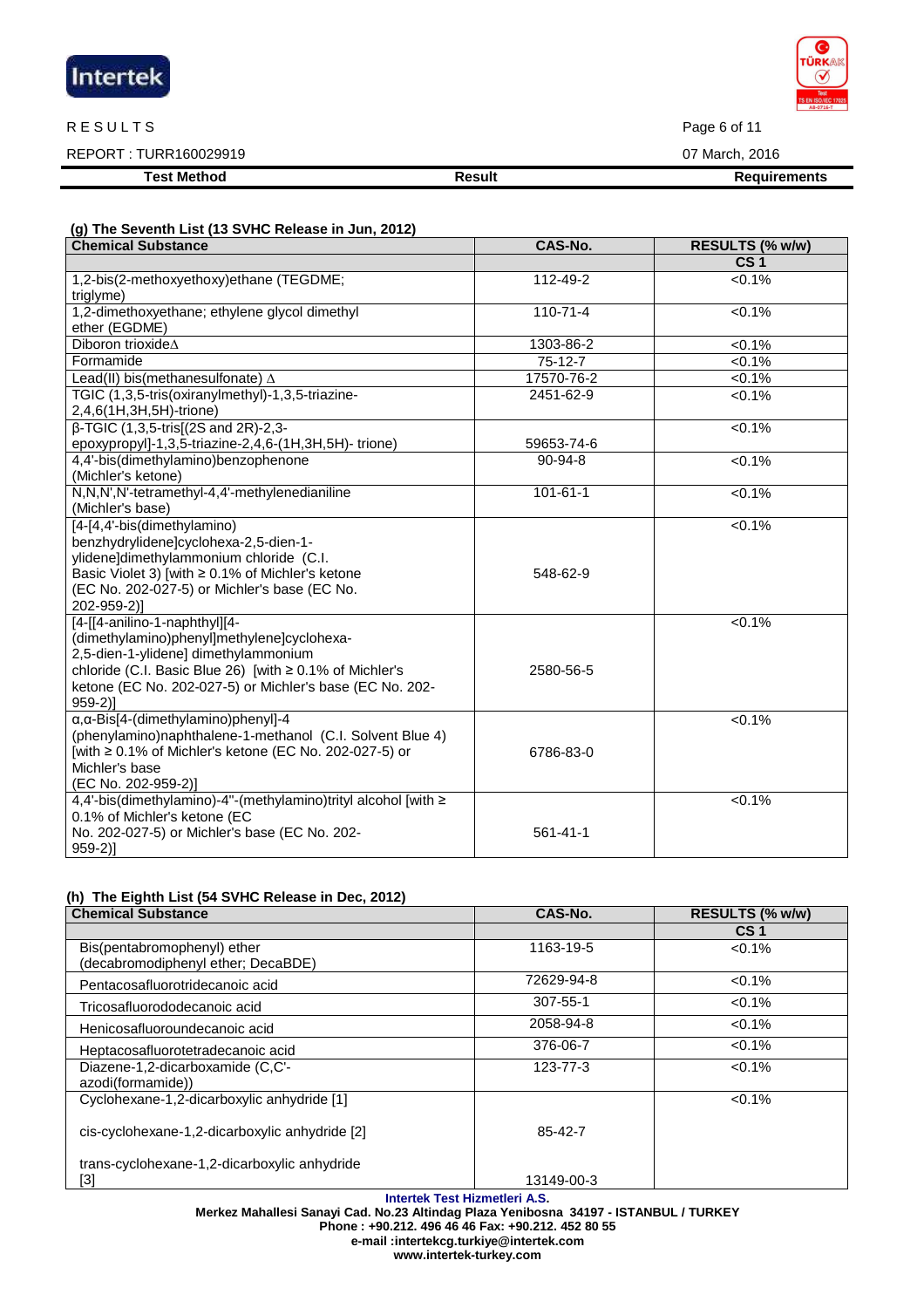RESULTS

REPORT : TURR160029919

07 March, 2016

| Test Method | Result | Requirements |
|---|---|---|

**(g) The Seventh List (13 SVHC Release in Jun, 2012)**

| Chemical Substance | CAS-No. | RESULTS (% w/w) |
|---|---|---|
| | | CS 1 |
| 1,2-bis(2-methoxyethoxy)ethane (TEGDME; triglyme) | 112-49-2 | <0.1% |
| 1,2-dimethoxyethane; ethylene glycol dimethyl ether (EGDME) | 110-71-4 | <0.1% |
| Diboron trioxide∆ | 1303-86-2 | <0.1% |
| Formamide | 75-12-7 | <0.1% |
| Lead(II) bis(methanesulfonate) ∆ | 17570-76-2 | <0.1% |
| TGIC (1,3,5-tris(oxiranylmethyl)-1,3,5-triazine-2,4,6(1H,3H,5H)-trione) | 2451-62-9 | <0.1% |
| β-TGIC (1,3,5-tris[(2S and 2R)-2,3-epoxypropyl]-1,3,5-triazine-2,4,6-(1H,3H,5H)- trione) | 59653-74-6 | <0.1% |
| 4,4'-bis(dimethylamino)benzophenone (Michler's ketone) | 90-94-8 | <0.1% |
| N,N,N',N'-tetramethyl-4,4'-methylenedianiline (Michler's base) | 101-61-1 | <0.1% |
| [4-[4,4'-bis(dimethylamino) benzhydrylidene]cyclohexa-2,5-dien-1-ylidene]dimethylammonium chloride (C.I. Basic Violet 3) [with ≥ 0.1% of Michler's ketone (EC No. 202-027-5) or Michler's base (EC No. 202-959-2)] | 548-62-9 | <0.1% |
| [4-[[4-anilino-1-naphthyl][4-(dimethylamino)phenyl]methylene]cyclohexa-2,5-dien-1-ylidene] dimethylammonium chloride (C.I. Basic Blue 26) [with ≥ 0.1% of Michler's ketone (EC No. 202-027-5) or Michler's base (EC No. 202-959-2)] | 2580-56-5 | <0.1% |
| α,α-Bis[4-(dimethylamino)phenyl]-4 (phenylamino)naphthalene-1-methanol (C.I. Solvent Blue 4) [with ≥ 0.1% of Michler's ketone (EC No. 202-027-5) or Michler's base (EC No. 202-959-2)] | 6786-83-0 | <0.1% |
| 4,4'-bis(dimethylamino)-4''-(methylamino)trityl alcohol [with ≥ 0.1% of Michler's ketone (EC No. 202-027-5) or Michler's base (EC No. 202-959-2)] | 561-41-1 | <0.1% |

**(h) The Eighth List (54 SVHC Release in Dec, 2012)**

| Chemical Substance | CAS-No. | RESULTS (% w/w) |
|---|---|---|
| | | CS 1 |
| Bis(pentabromophenyl) ether (decabromodiphenyl ether; DecaBDE) | 1163-19-5 | <0.1% |
| Pentacosafluorotridecanoic acid | 72629-94-8 | <0.1% |
| Tricosafluorododecanoic acid | 307-55-1 | <0.1% |
| Henicosafluoroundecanoic acid | 2058-94-8 | <0.1% |
| Heptacosafluorotetradecanoic acid | 376-06-7 | <0.1% |
| Diazene-1,2-dicarboxamide (C,C'-azodi(formamide)) | 123-77-3 | <0.1% |
| Cyclohexane-1,2-dicarboxylic anhydride [1]<br>cis-cyclohexane-1,2-dicarboxylic anhydride [2]<br>trans-cyclohexane-1,2-dicarboxylic anhydride [3] | 85-42-7<br>13149-00-3 | <0.1% |

**Intertek Test Hizmetleri A.S.**
Merkez Mahallesi Sanayi Cad. No.23 Altindag Plaza Yenibosna 34197 - ISTANBUL / TURKEY
Phone : +90.212. 496 46 46 Fax: +90.212. 452 80 55
e-mail :intertekcg.turkiye@intertek.com
www.intertek-turkey.com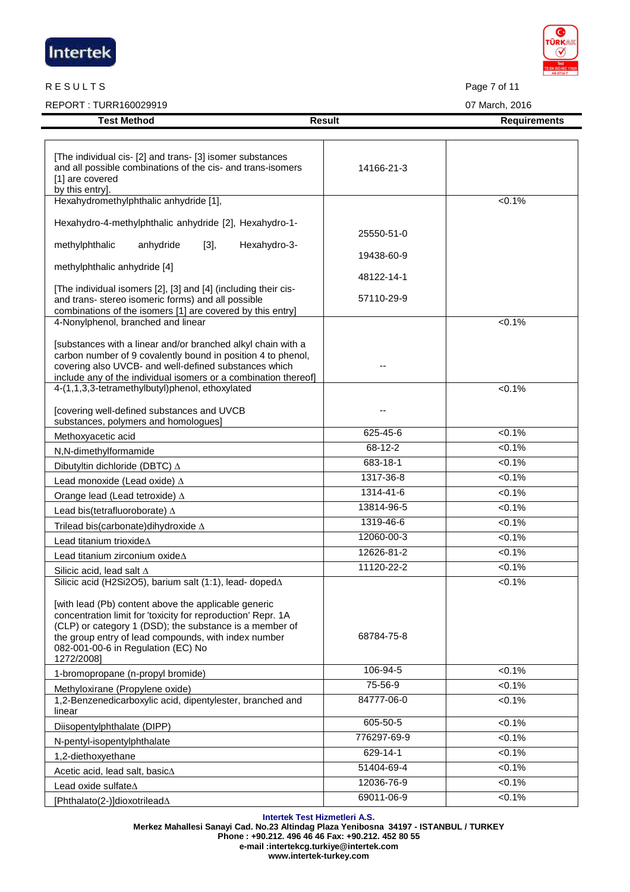RESULTS

REPORT : TURR160029919

07 March, 2016

| Test Method | Result | Requirements |
|---|---|---|
| [The individual cis- [2] and trans- [3] isomer substances and all possible combinations of the cis- and trans-isomers [1] are covered by this entry]. | 14166-21-3 | |
| Hexahydromethylphthalic anhydride [1], Hexahydro-4-methylphthalic anhydride [2], Hexahydro-1-methylphthalic anhydride [3], Hexahydro-3-methylphthalic anhydride [4] [The individual isomers [2], [3] and [4] (including their cis- and trans- stereo isomeric forms) and all possible combinations of the isomers [1] are covered by this entry] | 25550-51-0 19438-60-9 48122-14-1 57110-29-9 | <0.1% |
| 4-Nonylphenol, branched and linear [substances with a linear and/or branched alkyl chain with a carbon number of 9 covalently bound in position 4 to phenol, covering also UVCB- and well-defined substances which include any of the individual isomers or a combination thereof] | -- | <0.1% |
| 4-(1,1,3,3-tetramethylbutyl)phenol, ethoxylated [covering well-defined substances and UVCB substances, polymers and homologues] | -- | <0.1% |
| Methoxyacetic acid | 625-45-6 | <0.1% |
| N,N-dimethylformamide | 68-12-2 | <0.1% |
| Dibutyltin dichloride (DBTC) ∆ | 683-18-1 | <0.1% |
| Lead monoxide (Lead oxide) ∆ | 1317-36-8 | <0.1% |
| Orange lead (Lead tetroxide) ∆ | 1314-41-6 | <0.1% |
| Lead bis(tetrafluoroborate) ∆ | 13814-96-5 | <0.1% |
| Trilead bis(carbonate)dihydroxide ∆ | 1319-46-6 | <0.1% |
| Lead titanium trioxide∆ | 12060-00-3 | <0.1% |
| Lead titanium zirconium oxide∆ | 12626-81-2 | <0.1% |
| Silicic acid, lead salt ∆ | 11120-22-2 | <0.1% |
| Silicic acid ($H_2Si_2O_5$), barium salt (1:1), lead- doped∆ [with lead (Pb) content above the applicable generic concentration limit for 'toxicity for reproduction' Repr. 1A (CLP) or category 1 (DSD); the substance is a member of the group entry of lead compounds, with index number 082-001-00-6 in Regulation (EC) No 1272/2008] | 68784-75-8 | <0.1% |
| 1-bromopropane (n-propyl bromide) | 106-94-5 | <0.1% |
| Methyloxirane (Propylene oxide) | 75-56-9 | <0.1% |
| 1,2-Benzenedicarboxylic acid, dipentylester, branched and linear | 84777-06-0 | <0.1% |
| Diisopentylphthalate (DIPP) | 605-50-5 | <0.1% |
| N-pentyl-isopentylphthalate | 776297-69-9 | <0.1% |
| 1,2-diethoxyethane | 629-14-1 | <0.1% |
| Acetic acid, lead salt, basic∆ | 51404-69-4 | <0.1% |
| Lead oxide sulfate∆ | 12036-76-9 | <0.1% |
| [Phthalato(2-)]dioxotrilead∆ | 69011-06-9 | <0.1% |

**Intertek Test Hizmetleri A.S.**
**Merkez Mahallesi Sanayi Cad. No.23 Altindag Plaza Yenibosna 34197 - ISTANBUL / TURKEY**
**Phone : +90.212. 496 46 46 Fax: +90.212. 452 80 55**
**e-mail :intertekcg.turkiye@intertek.com**
**www.intertek-turkey.com**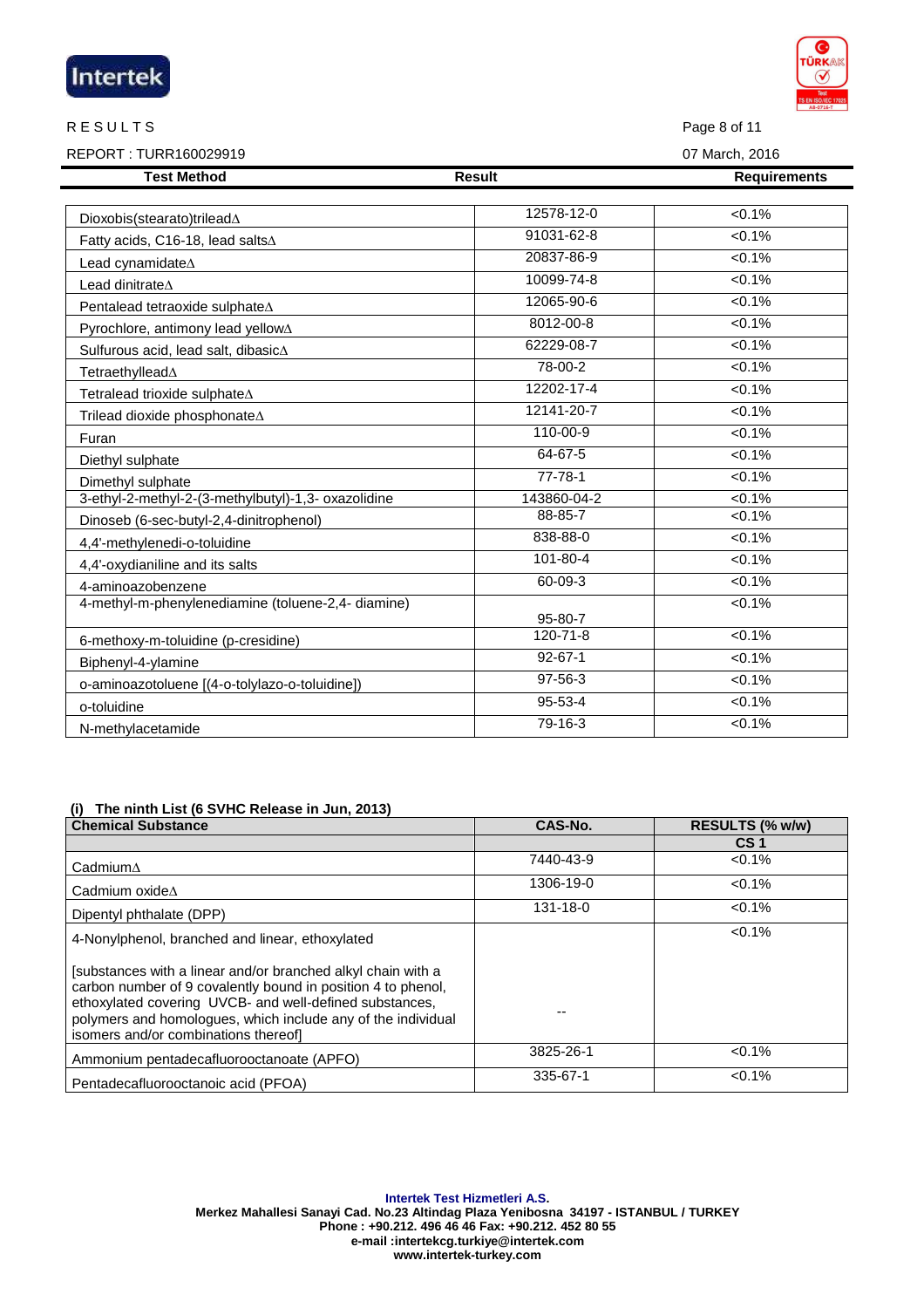RESULTS

REPORT : TURR160029919

07 March, 2016

| Test Method | Result | Requirements |
|---|---|---|
| Dioxobis(stearato)trileadΔ | 12578-12-0 | <0.1% |
| Fatty acids, C16-18, lead saltsΔ | 91031-62-8 | <0.1% |
| Lead cynamidateΔ | 20837-86-9 | <0.1% |
| Lead dinitrateΔ | 10099-74-8 | <0.1% |
| Pentalead tetraoxide sulphateΔ | 12065-90-6 | <0.1% |
| Pyrochlore, antimony lead yellowΔ | 8012-00-8 | <0.1% |
| Sulfurous acid, lead salt, dibasicΔ | 62229-08-7 | <0.1% |
| TetraethylleadΔ | 78-00-2 | <0.1% |
| Tetralead trioxide sulphateΔ | 12202-17-4 | <0.1% |
| Trilead dioxide phosphonateΔ | 12141-20-7 | <0.1% |
| Furan | 110-00-9 | <0.1% |
| Diethyl sulphate | 64-67-5 | <0.1% |
| Dimethyl sulphate | 77-78-1 | <0.1% |
| 3-ethyl-2-methyl-2-(3-methylbutyl)-1,3- oxazolidine | 143860-04-2 | <0.1% |
| Dinoseb (6-sec-butyl-2,4-dinitrophenol) | 88-85-7 | <0.1% |
| 4,4'-methylenedi-o-toluidine | 838-88-0 | <0.1% |
| 4,4'-oxydianiline and its salts | 101-80-4 | <0.1% |
| 4-aminoazobenzene | 60-09-3 | <0.1% |
| 4-methyl-m-phenylenediamine (toluene-2,4- diamine) | 95-80-7 | <0.1% |
| 6-methoxy-m-toluidine (p-cresidine) | 120-71-8 | <0.1% |
| Biphenyl-4-ylamine | 92-67-1 | <0.1% |
| o-aminoazotoluene [(4-o-tolylazo-o-toluidine]) | 97-56-3 | <0.1% |
| o-toluidine | 95-53-4 | <0.1% |
| N-methylacetamide | 79-16-3 | <0.1% |

**(i) The ninth List (6 SVHC Release in Jun, 2013)**

| Chemical Substance | CAS-No. | RESULTS (% w/w) |
|---|---|---|
| | | CS 1 |
| CadmiumΔ | 7440-43-9 | <0.1% |
| Cadmium oxideΔ | 1306-19-0 | <0.1% |
| Dipentyl phthalate (DPP) | 131-18-0 | <0.1% |
| 4-Nonylphenol, branched and linear, ethoxylated [substances with a linear and/or branched alkyl chain with a carbon number of 9 covalently bound in position 4 to phenol, ethoxylated covering UVCB- and well-defined substances, polymers and homologues, which include any of the individual isomers and/or combinations thereof] | -- | <0.1% |
| Ammonium pentadecafluorooctanoate (APFO) | 3825-26-1 | <0.1% |
| Pentadecafluorooctanoic acid (PFOA) | 335-67-1 | <0.1% |

**Intertek Test Hizmetleri A.S.**
**Merkez Mahallesi Sanayi Cad. No.23 Altindag Plaza Yenibosna 34197 - ISTANBUL / TURKEY**
**Phone : +90.212. 496 46 46 Fax: +90.212. 452 80 55**
**e-mail :intertekcg.turkiye@intertek.com**
**www.intertek-turkey.com**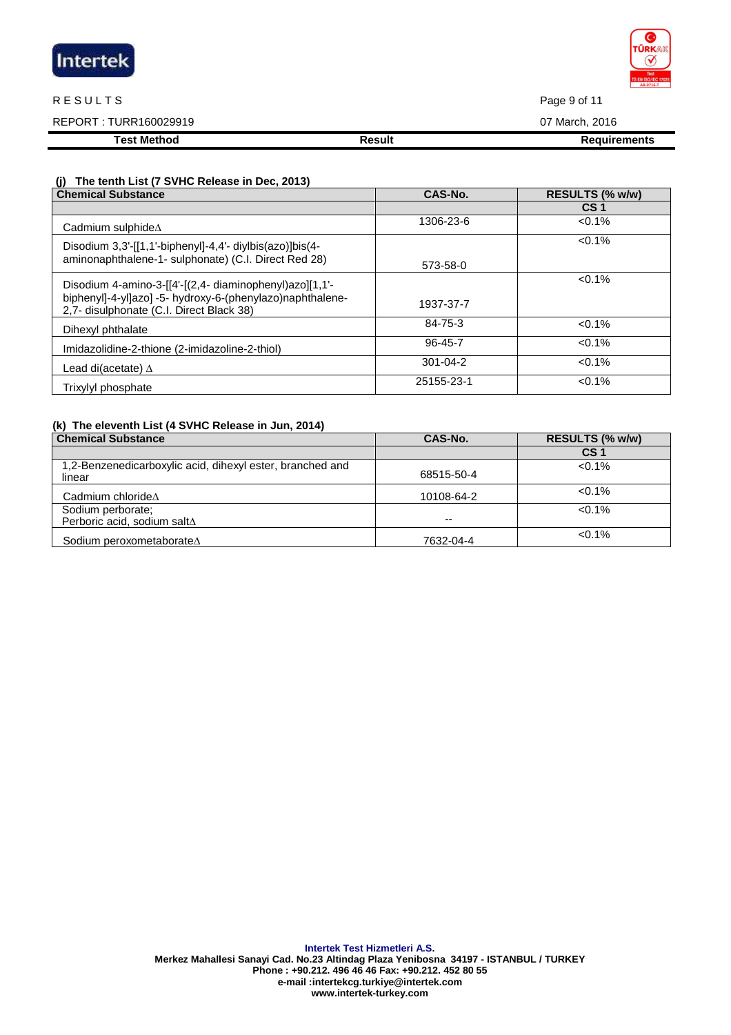RESULTS

REPORT : TURR160029919

07 March, 2016

| Test Method | Result | Requirements |
|---|---|---|

**(j) The tenth List (7 SVHC Release in Dec, 2013)**

| Chemical Substance | CAS-No. | RESULTS (% w/w) |
|---|---|---|
| | | CS 1 |
| Cadmium sulphide∆ | 1306-23-6 | <0.1% |
| Disodium 3,3'-[[1,1'-biphenyl]-4,4'- diylbis(azo)]bis(4-aminonaphthalene-1- sulphonate) (C.I. Direct Red 28) | 573-58-0 | <0.1% |
| Disodium 4-amino-3-[[4'-[(2,4- diaminophenyl)azo][1,1'-biphenyl]-4-yl]azo] -5- hydroxy-6-(phenylazo)naphthalene-2,7- disulphonate (C.I. Direct Black 38) | 1937-37-7 | <0.1% |
| Dihexyl phthalate | 84-75-3 | <0.1% |
| Imidazolidine-2-thione (2-imidazoline-2-thiol) | 96-45-7 | <0.1% |
| Lead di(acetate) ∆ | 301-04-2 | <0.1% |
| Trixylyl phosphate | 25155-23-1 | <0.1% |

**(k) The eleventh List (4 SVHC Release in Jun, 2014)**

| Chemical Substance | CAS-No. | RESULTS (% w/w) |
|---|---|---|
| | | CS 1 |
| 1,2-Benzenedicarboxylic acid, dihexyl ester, branched and linear | 68515-50-4 | <0.1% |
| Cadmium chloride∆ | 10108-64-2 | <0.1% |
| Sodium perborate; Perboric acid, sodium salt∆ | -- | <0.1% |
| Sodium peroxometaborate∆ | 7632-04-4 | <0.1% |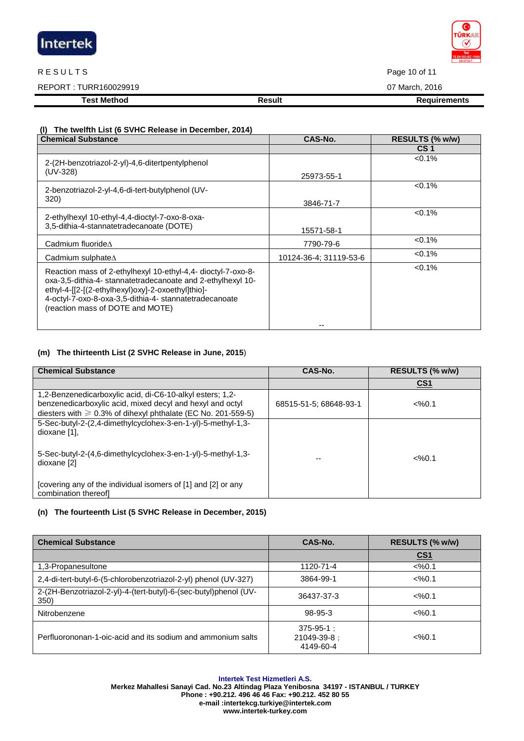| Test Method | Result | Requirements |
|---|---|---|

**(l) The twelfth List (6 SVHC Release in December, 2014)**

| Chemical Substance | CAS-No. | RESULTS (% w/w) |
|---|---|---|
| | | CS 1 |
| 2-(2H-benzotriazol-2-yl)-4,6-ditertpentylphenol (UV-328) | 25973-55-1 | <0.1% |
| 2-benzotriazol-2-yl-4,6-di-tert-butylphenol (UV-320) | 3846-71-7 | <0.1% |
| 2-ethylhexyl 10-ethyl-4,4-dioctyl-7-oxo-8-oxa-3,5-dithia-4-stannatetradecanoate (DOTE) | 15571-58-1 | <0.1% |
| Cadmium fluorideΔ | 7790-79-6 | <0.1% |
| Cadmium sulphateΔ | 10124-36-4; 31119-53-6 | <0.1% |
| Reaction mass of 2-ethylhexyl 10-ethyl-4,4- dioctyl-7-oxo-8-oxa-3,5-dithia-4- stannatetradecanoate and 2-ethylhexyl 10-ethyl-4-[[2-[(2-ethylhexyl)oxy]-2-oxoethyl]thio]-4-octyl-7-oxo-8-oxa-3,5-dithia-4- stannatetradecanoate (reaction mass of DOTE and MOTE) | -- | <0.1% |

**(m) The thirteenth List (2 SVHC Release in June, 2015)**

| Chemical Substance | CAS-No. | RESULTS (% w/w) |
|---|---|---|
| | | CS1 |
| 1,2-Benzenedicarboxylic acid, di-C6-10-alkyl esters; 1,2-benzenedicarboxylic acid, mixed decyl and hexyl and octyl diesters with ≥ 0.3% of dihexyl phthalate (EC No. 201-559-5) | 68515-51-5; 68648-93-1 | <%0.1 |
| 5-Sec-butyl-2-(2,4-dimethylcyclohex-3-en-1-yl)-5-methyl-1,3-dioxane [1], 5-Sec-butyl-2-(4,6-dimethylcyclohex-3-en-1-yl)-5-methyl-1,3-dioxane [2] [covering any of the individual isomers of [1] and [2] or any combination thereof] | -- | <%0.1 |

**(n) The fourteenth List (5 SVHC Release in December, 2015)**

| Chemical Substance | CAS-No. | RESULTS (% w/w) |
|---|---|---|
| | | CS1 |
| 1,3-Propanesultone | 1120-71-4 | <%0.1 |
| 2,4-di-tert-butyl-6-(5-chlorobenzotriazol-2-yl) phenol (UV-327) | 3864-99-1 | <%0.1 |
| 2-(2H-Benzotriazol-2-yl)-4-(tert-butyl)-6-(sec-butyl)phenol (UV-350) | 36437-37-3 | <%0.1 |
| Nitrobenzene | 98-95-3 | <%0.1 |
| Perfluorononan-1-oic-acid and its sodium and ammonium salts | 375-95-1 ; 21049-39-8 ; 4149-60-4 | <%0.1 |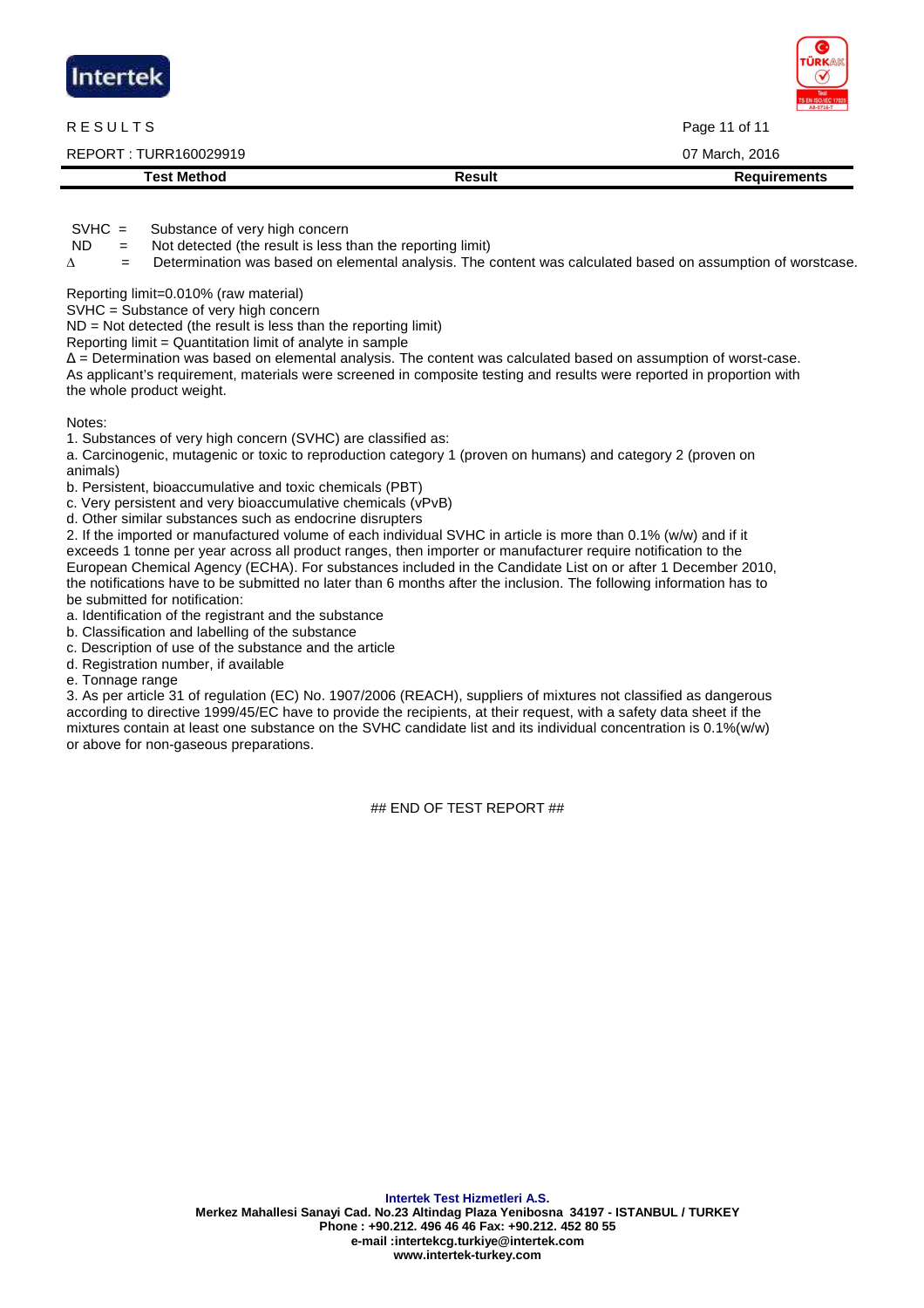| Test Method | Result | Requirements |
| --- | --- | --- |

SVHC = Substance of very high concern
ND = Not detected (the result is less than the reporting limit)
Δ = Determination was based on elemental analysis. The content was calculated based on assumption of worstcase.

Reporting limit=0.010% (raw material)
SVHC = Substance of very high concern
ND = Not detected (the result is less than the reporting limit)
Reporting limit = Quantitation limit of analyte in sample
Δ = Determination was based on elemental analysis. The content was calculated based on assumption of worst-case.
As applicant's requirement, materials were screened in composite testing and results were reported in proportion with the whole product weight.

Notes:
1. Substances of very high concern (SVHC) are classified as:
a. Carcinogenic, mutagenic or toxic to reproduction category 1 (proven on humans) and category 2 (proven on animals)
b. Persistent, bioaccumulative and toxic chemicals (PBT)
c. Very persistent and very bioaccumulative chemicals (vPvB)
d. Other similar substances such as endocrine disrupters
2. If the imported or manufactured volume of each individual SVHC in article is more than 0.1% (w/w) and if it exceeds 1 tonne per year across all product ranges, then importer or manufacturer require notification to the European Chemical Agency (ECHA). For substances included in the Candidate List on or after 1 December 2010, the notifications have to be submitted no later than 6 months after the inclusion. The following information has to be submitted for notification:
a. Identification of the registrant and the substance
b. Classification and labelling of the substance
c. Description of use of the substance and the article
d. Registration number, if available
e. Tonnage range
3. As per article 31 of regulation (EC) No. 1907/2006 (REACH), suppliers of mixtures not classified as dangerous according to directive 1999/45/EC have to provide the recipients, at their request, with a safety data sheet if the mixtures contain at least one substance on the SVHC candidate list and its individual concentration is 0.1%(w/w) or above for non-gaseous preparations.

## END OF TEST REPORT ##